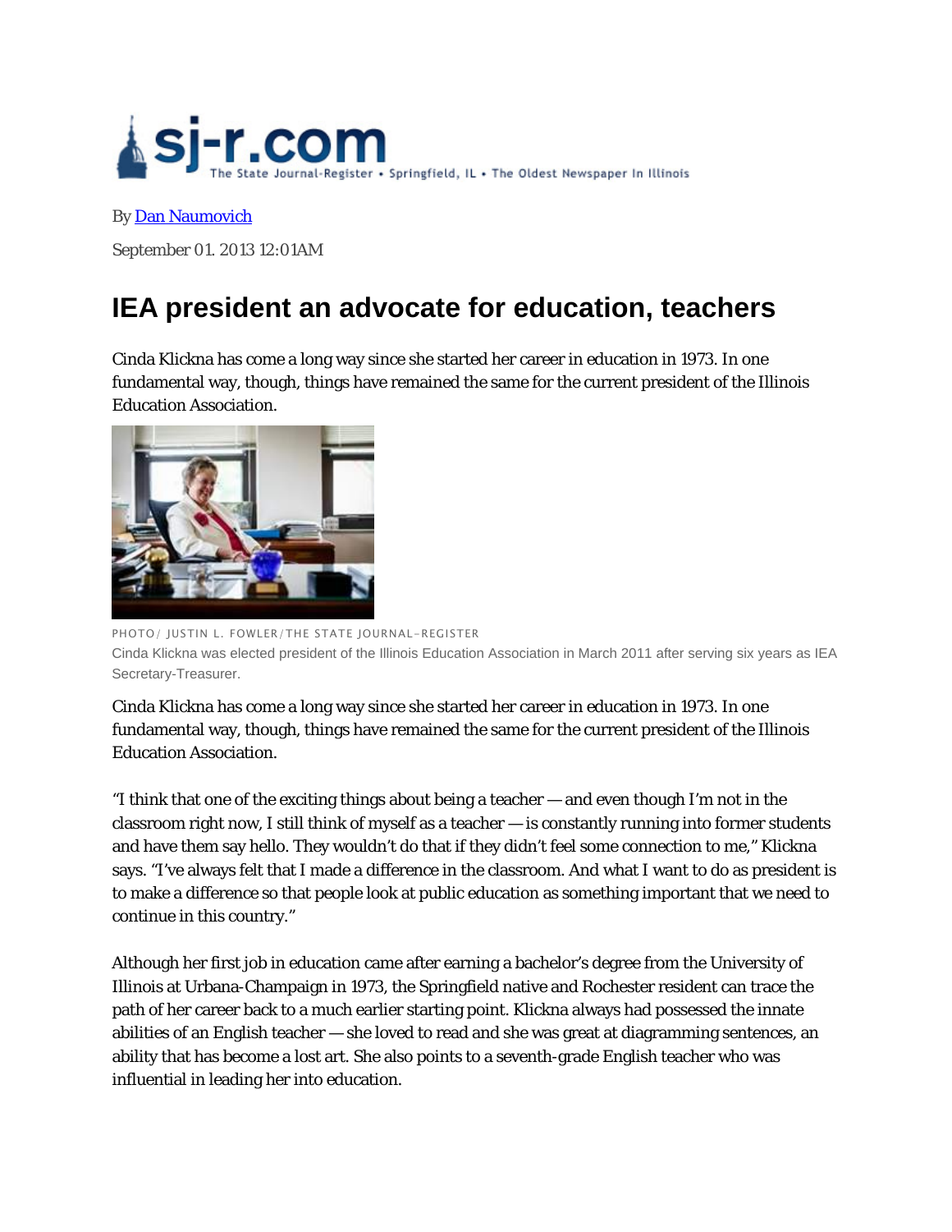sj-r.com The State Journal-Register • Springfield, IL • The Oldest Newspaper In Illinois

By Dan Naumovich

September 01. 2013 12:01AM

# IEA president an advocate for education, teachers

Cinda Klickna has come a long way since she started her career in education in 1973. In one fundamental way, though, things have remained the same for the current president of the Illinois Education Association.

PHOTO/ JUSTIN L. FOWLER/THE STATE JOURNAL-REGISTER

Cinda Klickna was elected president of the Illinois Education Association in March 2011 after serving six years as IEA Secretary-Treasurer.

Cinda Klickna has come a long way since she started her career in education in 1973. In one fundamental way, though, things have remained the same for the current president of the Illinois Education Association.

"I think that one of the exciting things about being a teacher — and even though I'm not in the classroom right now, I still think of myself as a teacher — is constantly running into former students and have them say hello. They wouldn't do that if they didn't feel some connection to me," Klickna says. "I've always felt that I made a difference in the classroom. And what I want to do as president is to make a difference so that people look at public education as something important that we need to continue in this country."

Although her first job in education came after earning a bachelor's degree from the University of Illinois at Urbana-Champaign in 1973, the Springfield native and Rochester resident can trace the path of her career back to a much earlier starting point. Klickna always had possessed the innate abilities of an English teacher — she loved to read and she was great at diagramming sentences, an ability that has become a lost art. She also points to a seventh-grade English teacher who was influential in leading her into education.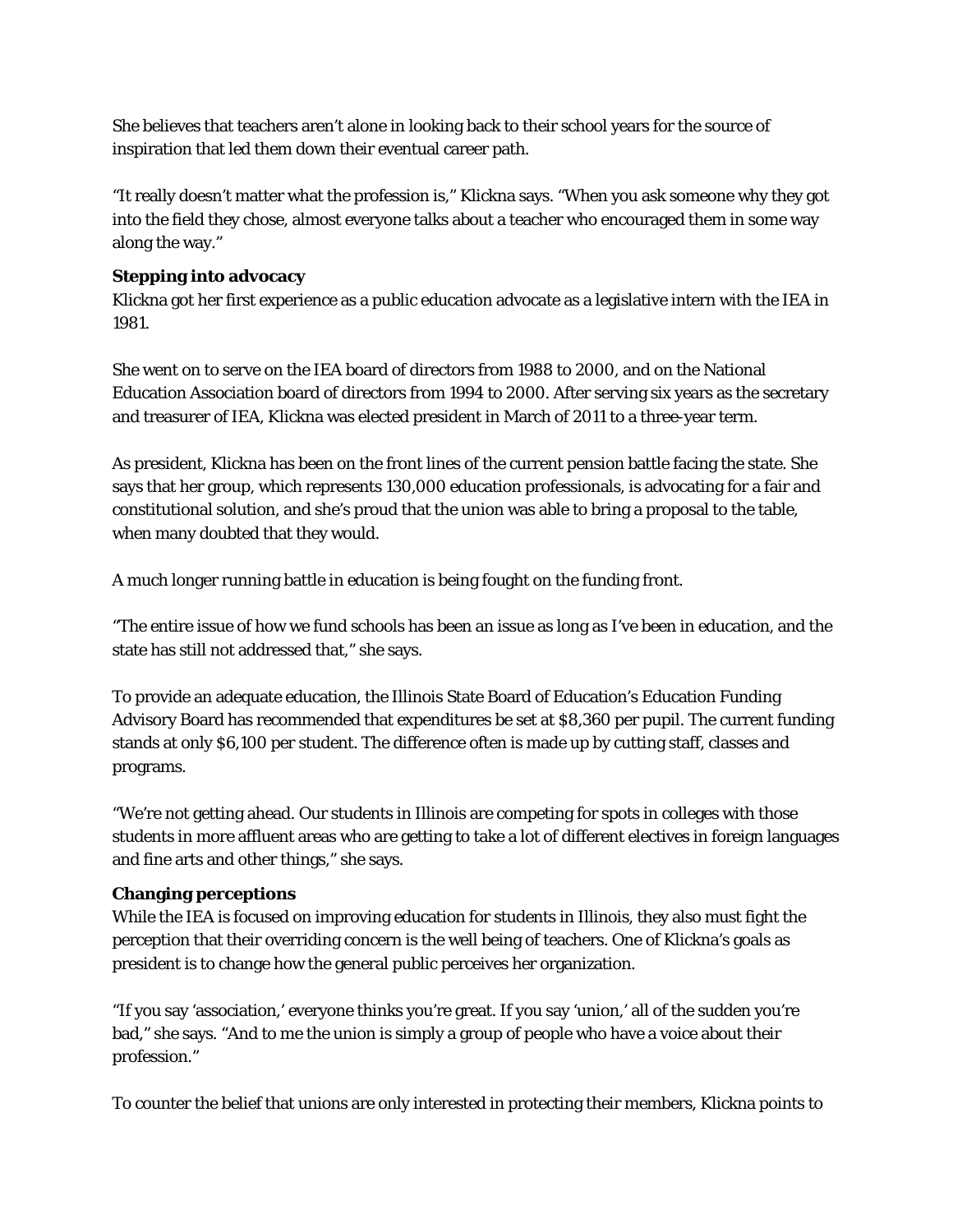She believes that teachers aren't alone in looking back to their school years for the source of inspiration that led them down their eventual career path.

"It really doesn't matter what the profession is," Klickna says. "When you ask someone why they got into the field they chose, almost everyone talks about a teacher who encouraged them in some way along the way."

**Stepping into advocacy**

Klickna got her first experience as a public education advocate as a legislative intern with the IEA in 1981.

She went on to serve on the IEA board of directors from 1988 to 2000, and on the National Education Association board of directors from 1994 to 2000. After serving six years as the secretary and treasurer of IEA, Klickna was elected president in March of 2011 to a three-year term.

As president, Klickna has been on the front lines of the current pension battle facing the state. She says that her group, which represents 130,000 education professionals, is advocating for a fair and constitutional solution, and she's proud that the union was able to bring a proposal to the table, when many doubted that they would.

A much longer running battle in education is being fought on the funding front.

"The entire issue of how we fund schools has been an issue as long as I've been in education, and the state has still not addressed that," she says.

To provide an adequate education, the Illinois State Board of Education's Education Funding Advisory Board has recommended that expenditures be set at $8,360 per pupil. The current funding stands at only $6,100 per student. The difference often is made up by cutting staff, classes and programs.

"We're not getting ahead. Our students in Illinois are competing for spots in colleges with those students in more affluent areas who are getting to take a lot of different electives in foreign languages and fine arts and other things," she says.

**Changing perceptions**

While the IEA is focused on improving education for students in Illinois, they also must fight the perception that their overriding concern is the well being of teachers. One of Klickna's goals as president is to change how the general public perceives her organization.

"If you say 'association,' everyone thinks you're great. If you say 'union,' all of the sudden you're bad," she says. "And to me the union is simply a group of people who have a voice about their profession."

To counter the belief that unions are only interested in protecting their members, Klickna points to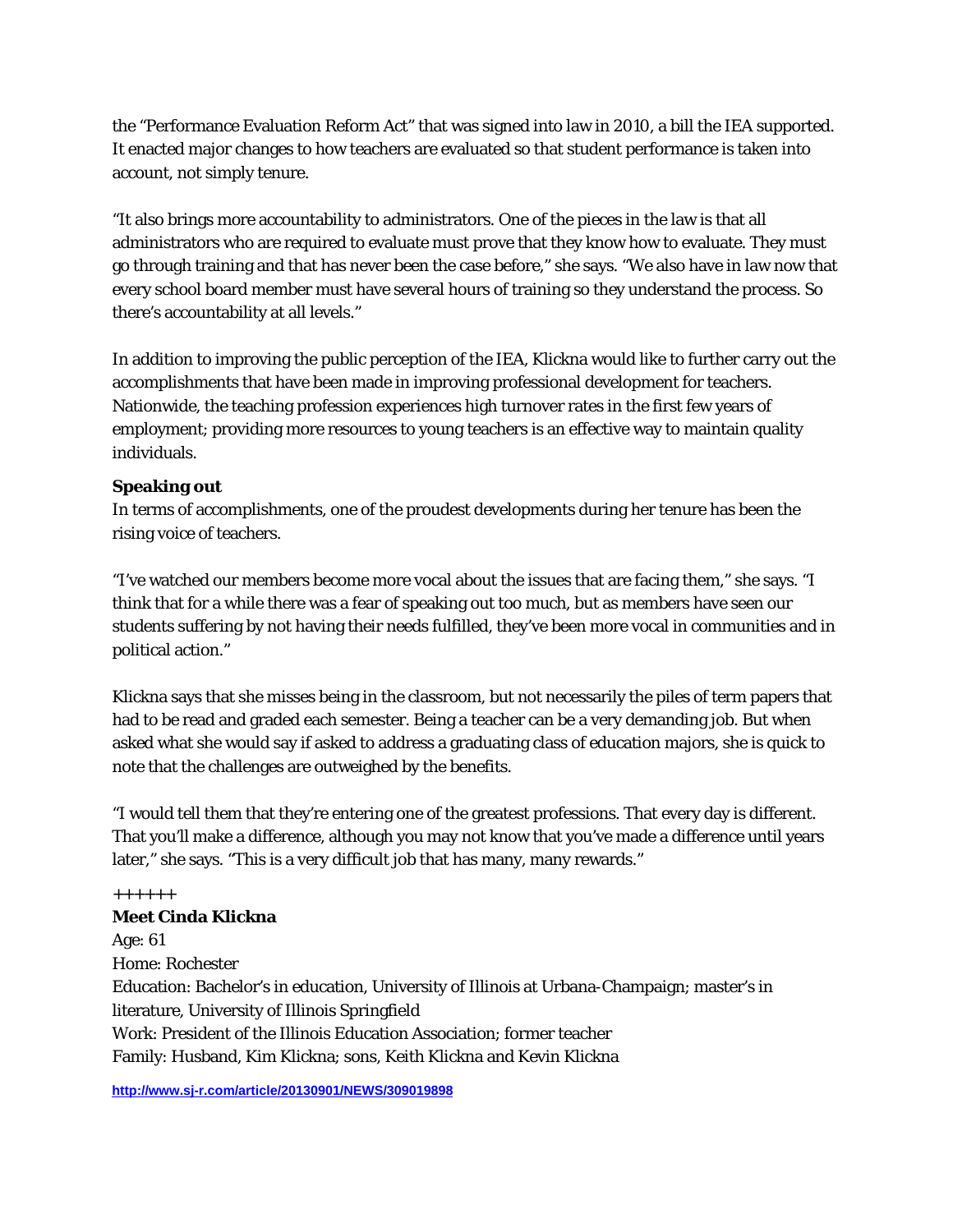the "Performance Evaluation Reform Act" that was signed into law in 2010, a bill the IEA supported. It enacted major changes to how teachers are evaluated so that student performance is taken into account, not simply tenure.

"It also brings more accountability to administrators. One of the pieces in the law is that all administrators who are required to evaluate must prove that they know how to evaluate. They must go through training and that has never been the case before," she says. "We also have in law now that every school board member must have several hours of training so they understand the process. So there's accountability at all levels."

In addition to improving the public perception of the IEA, Klickna would like to further carry out the accomplishments that have been made in improving professional development for teachers. Nationwide, the teaching profession experiences high turnover rates in the first few years of employment; providing more resources to young teachers is an effective way to maintain quality individuals.

**Speaking out**

In terms of accomplishments, one of the proudest developments during her tenure has been the rising voice of teachers.

"I've watched our members become more vocal about the issues that are facing them," she says. "I think that for a while there was a fear of speaking out too much, but as members have seen our students suffering by not having their needs fulfilled, they've been more vocal in communities and in political action."

Klickna says that she misses being in the classroom, but not necessarily the piles of term papers that had to be read and graded each semester. Being a teacher can be a very demanding job. But when asked what she would say if asked to address a graduating class of education majors, she is quick to note that the challenges are outweighed by the benefits.

"I would tell them that they're entering one of the greatest professions. That every day is different. That you'll make a difference, although you may not know that you've made a difference until years later," she says. "This is a very difficult job that has many, many rewards."

++++++

**Meet Cinda Klickna**

Age: 61

Home: Rochester

Education: Bachelor's in education, University of Illinois at Urbana-Champaign; master's in literature, University of Illinois Springfield

Work: President of the Illinois Education Association; former teacher

Family: Husband, Kim Klickna; sons, Keith Klickna and Kevin Klickna

http://www.sj-r.com/article/20130901/NEWS/309019898